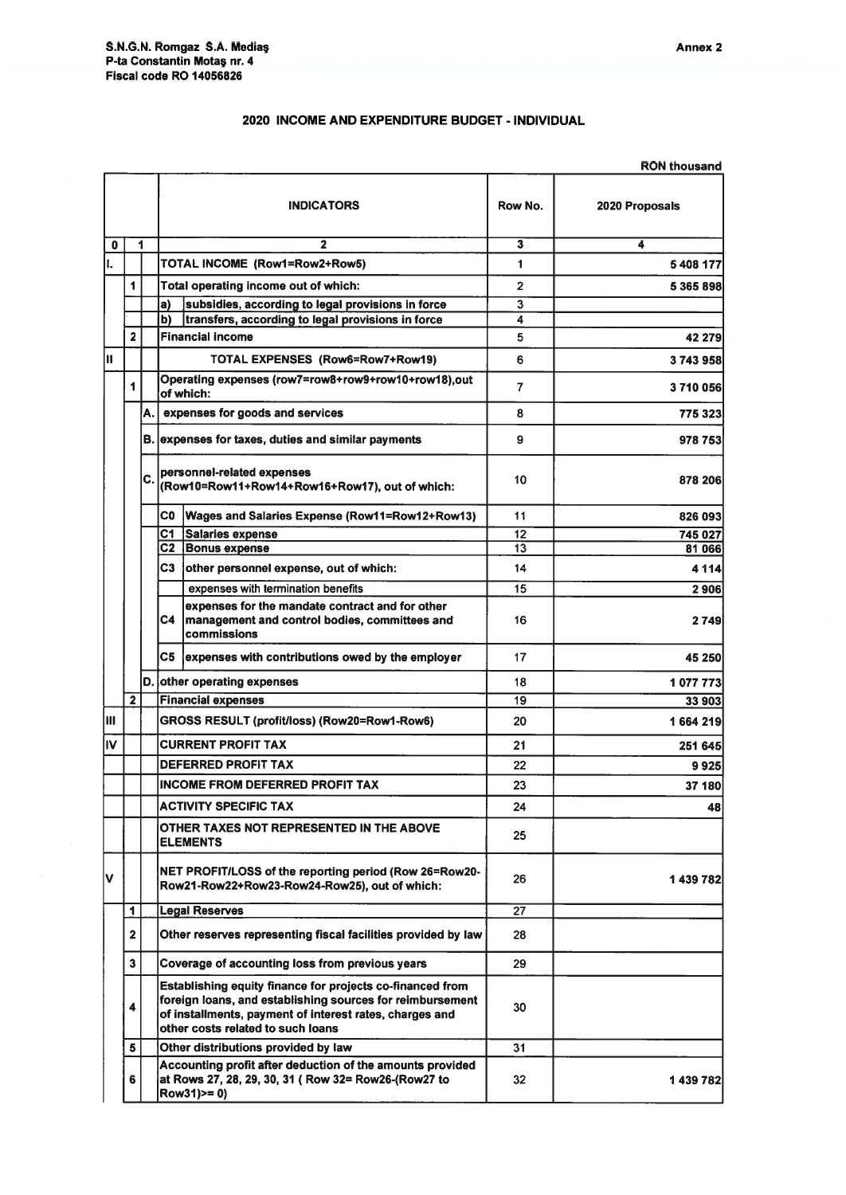**S.N.G.N. Romgaz S.A. Mediaş**
**P-ta Constantin Motaş nr. 4**
**Fiscal code RO 14056826**

**Annex 2**

## 2020 INCOME AND EXPENDITURE BUDGET - INDIVIDUAL

RON thousand

| | | | INDICATORS | | Row No. | 2020 Proposals |
|---|---|---|---|---|---|---|
| 0 | 1 | | 2 | | 3 | 4 |
| I. | | | TOTAL INCOME (Row1=Row2+Row5) | | 1 | 5 408 177 |
| | 1 | | Total operating income out of which: | | 2 | 5 365 898 |
| | | | a) | subsidies, according to legal provisions in force | 3 | |
| | | | b) | transfers, according to legal provisions in force | 4 | |
| | 2 | | Financial income | | 5 | 42 279 |
| II | | | TOTAL EXPENSES (Row6=Row7+Row19) | | 6 | 3 743 958 |
| | 1 | | Operating expenses (row7=row8+row9+row10+row18),out of which: | | 7 | 3 710 056 |
| | | A. | expenses for goods and services | | 8 | 775 323 |
| | | B. | expenses for taxes, duties and similar payments | | 9 | 978 753 |
| | | C. | personnel-related expenses (Row10=Row11+Row14+Row16+Row17), out of which: | | 10 | 878 206 |
| | | | C0 | Wages and Salaries Expense (Row11=Row12+Row13) | 11 | 826 093 |
| | | | C1 | Salaries expense | 12 | 745 027 |
| | | | C2 | Bonus expense | 13 | 81 066 |
| | | | C3 | other personnel expense, out of which: | 14 | 4 114 |
| | | | | expenses with termination benefits | 15 | 2 906 |
| | | | C4 | expenses for the mandate contract and for other management and control bodies, committees and commissions | 16 | 2 749 |
| | | | C5 | expenses with contributions owed by the employer | 17 | 45 250 |
| | | D. | other operating expenses | | 18 | 1 077 773 |
| | 2 | | Financial expenses | | 19 | 33 903 |
| III | | | GROSS RESULT (profit/loss) (Row20=Row1-Row6) | | 20 | 1 664 219 |
| IV | | | CURRENT PROFIT TAX | | 21 | 251 645 |
| | | | DEFERRED PROFIT TAX | | 22 | 9 925 |
| | | | INCOME FROM DEFERRED PROFIT TAX | | 23 | 37 180 |
| | | | ACTIVITY SPECIFIC TAX | | 24 | 48 |
| | | | OTHER TAXES NOT REPRESENTED IN THE ABOVE ELEMENTS | | 25 | |
| V | | | NET PROFIT/LOSS of the reporting period (Row 26=Row20-Row21-Row22+Row23-Row24-Row25), out of which: | | 26 | 1 439 782 |
| | 1 | | Legal Reserves | | 27 | |
| | 2 | | Other reserves representing fiscal facilities provided by law | | 28 | |
| | 3 | | Coverage of accounting loss from previous years | | 29 | |
| | 4 | | Establishing equity finance for projects co-financed from foreign loans, and establishing sources for reimbursement of installments, payment of interest rates, charges and other costs related to such loans | | 30 | |
| | 5 | | Other distributions provided by law | | 31 | |
| | 6 | | Accounting profit after deduction of the amounts provided at Rows 27, 28, 29, 30, 31 ( Row 32= Row26-(Row27 to Row31)>= 0) | | 32 | 1 439 782 |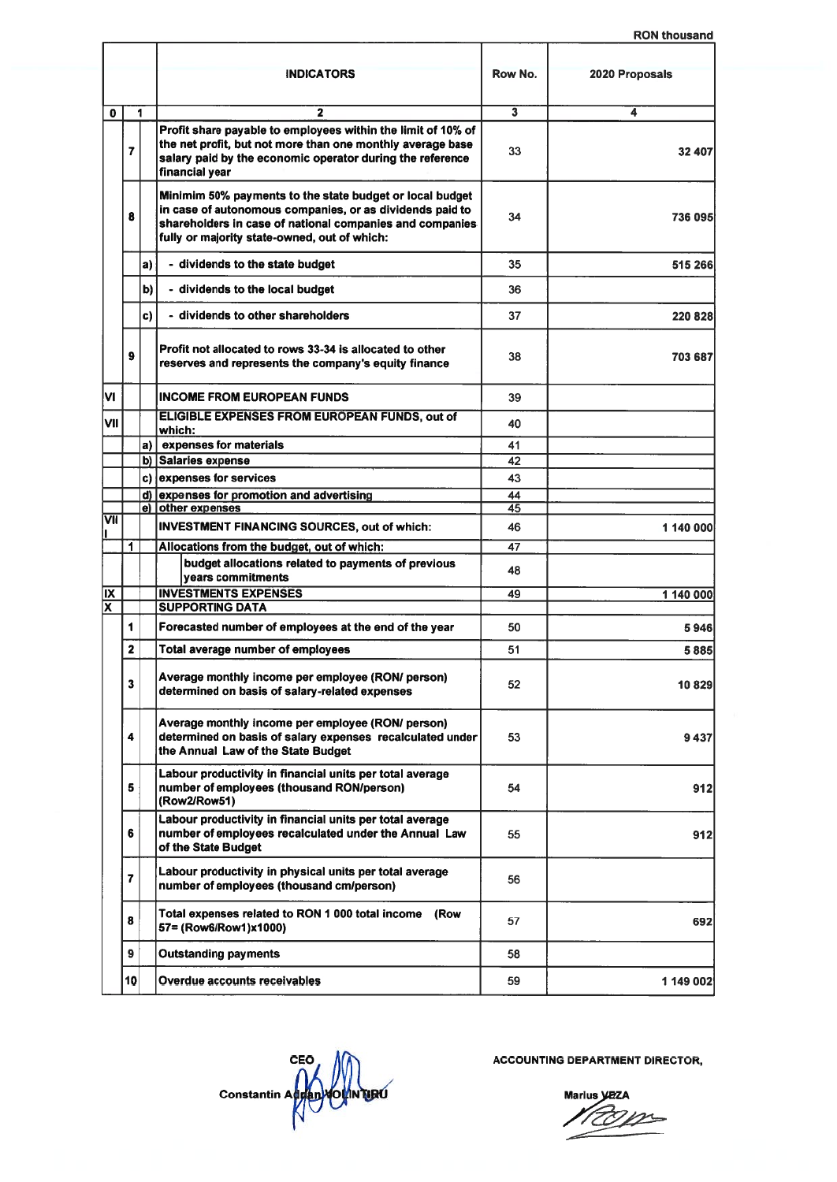RON thousand

| | | | INDICATORS | Row No. | 2020 Proposals |
|---|---|---|---|---|---|
| 0 | 1 | | 2 | 3 | 4 |
| | 7 | | Profit share payable to employees within the limit of 10% of the net profit, but not more than one monthly average base salary paid by the economic operator during the reference financial year | 33 | 32 407 |
| | 8 | | Minimim 50% payments to the state budget or local budget in case of autonomous companies, or as dividends paid to shareholders in case of national companies and companies fully or majority state-owned, out of which: | 34 | 736 095 |
| | | a) | - dividends to the state budget | 35 | 515 266 |
| | | b) | - dividends to the local budget | 36 | |
| | | c) | - dividends to other shareholders | 37 | 220 828 |
| | 9 | | Profit not allocated to rows 33-34 is allocated to other reserves and represents the company's equity finance | 38 | 703 687 |
| VI | | | INCOME FROM EUROPEAN FUNDS | 39 | |
| VII | | | ELIGIBLE EXPENSES FROM EUROPEAN FUNDS, out of which: | 40 | |
| | | a) | expenses for materials | 41 | |
| | | b) | Salaries expense | 42 | |
| | | c) | expenses for services | 43 | |
| | | d) | expenses for promotion and advertising | 44 | |
| | | e) | other expenses | 45 | |
| VIII | | | INVESTMENT FINANCING SOURCES, out of which: | 46 | 1 140 000 |
| | 1 | | Allocations from the budget, out of which: | 47 | |
| | | | budget allocations related to payments of previous years commitments | 48 | |
| IX | | | INVESTMENTS EXPENSES | 49 | 1 140 000 |
| X | | | SUPPORTING DATA | | |
| | 1 | | Forecasted number of employees at the end of the year | 50 | 5 946 |
| | 2 | | Total average number of employees | 51 | 5 885 |
| | 3 | | Average monthly income per employee (RON/ person) determined on basis of salary-related expenses | 52 | 10 829 |
| | 4 | | Average monthly income per employee (RON/ person) determined on basis of salary expenses recalculated under the Annual Law of the State Budget | 53 | 9 437 |
| | 5 | | Labour productivity in financial units per total average number of employees (thousand RON/person) (Row2/Row51) | 54 | 912 |
| | 6 | | Labour productivity in financial units per total average number of employees recalculated under the Annual Law of the State Budget | 55 | 912 |
| | 7 | | Labour productivity in physical units per total average number of employees (thousand cm/person) | 56 | |
| | 8 | | Total expenses related to RON 1 000 total income (Row 57= (Row6/Row1)x1000) | 57 | 692 |
| | 9 | | Outstanding payments | 58 | |
| | 10 | | Overdue accounts receivables | 59 | 1 149 002 |

CEO
Constantin Adrian VOLINTIRU

ACCOUNTING DEPARTMENT DIRECTOR,
Marius VEZA